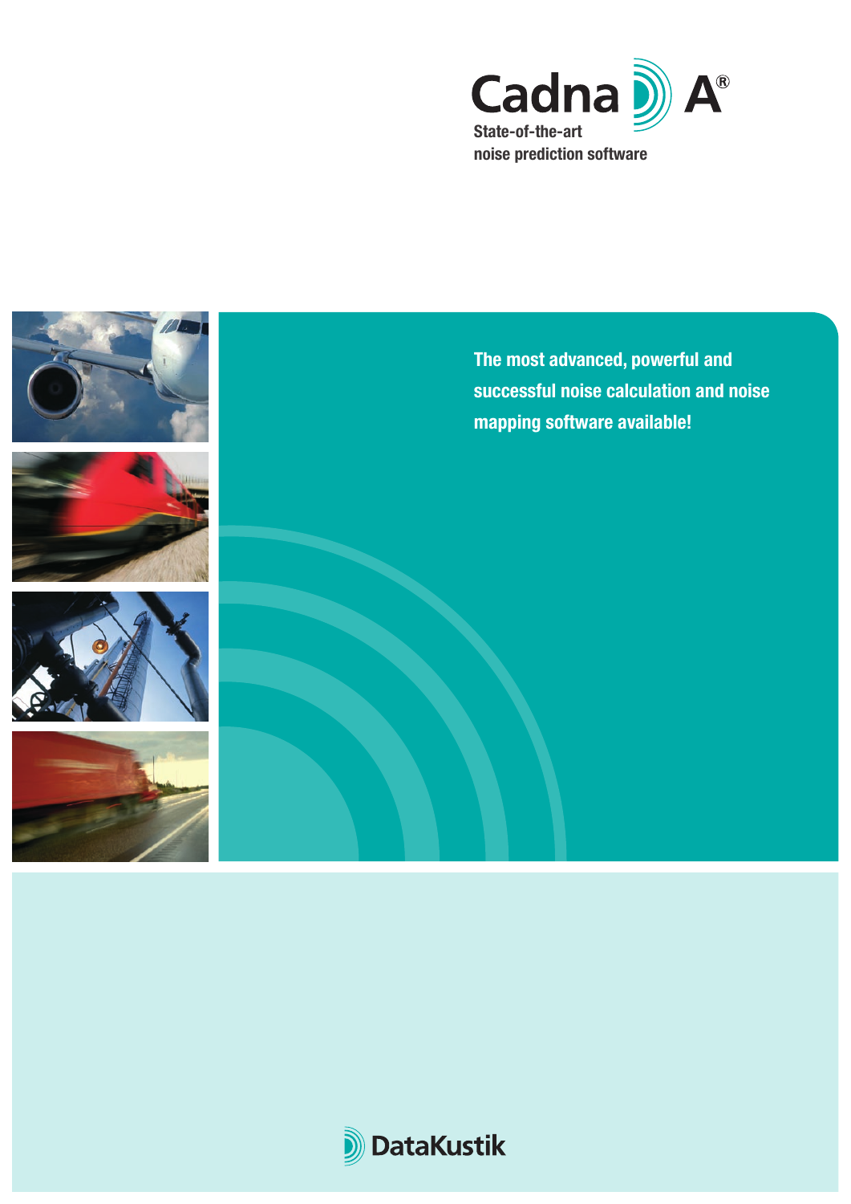# Cadna A®

State-of-the-art
noise prediction software

The most advanced, powerful and successful noise calculation and noise mapping software available!

DataKustik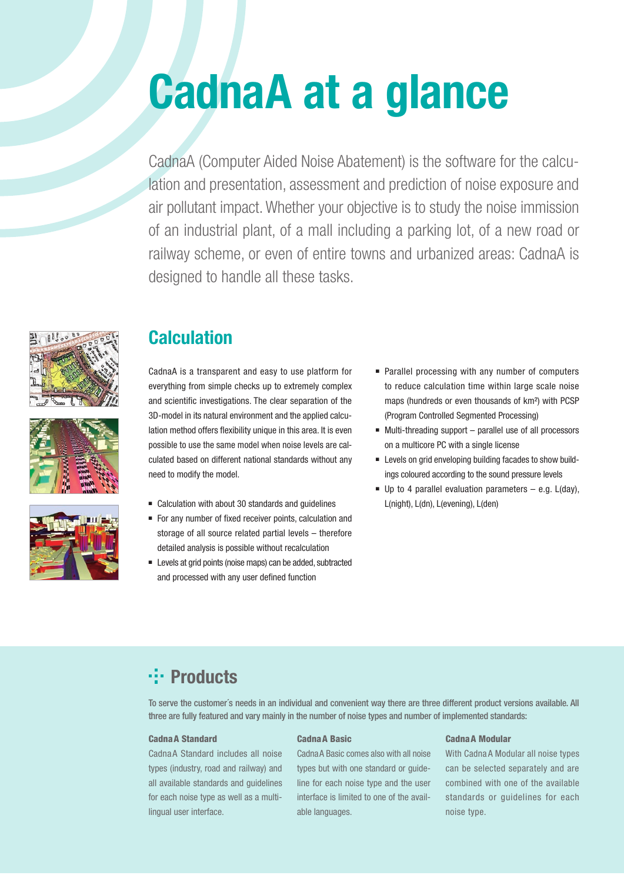# CadnaA at a glance

CadnaA (Computer Aided Noise Abatement) is the software for the calculation and presentation, assessment and prediction of noise exposure and air pollutant impact. Whether your objective is to study the noise immission of an industrial plant, of a mall including a parking lot, of a new road or railway scheme, or even of entire towns and urbanized areas: CadnaA is designed to handle all these tasks.

## Calculation

CadnaA is a transparent and easy to use platform for everything from simple checks up to extremely complex and scientific investigations. The clear separation of the 3D-model in its natural environment and the applied calculation method offers flexibility unique in this area. It is even possible to use the same model when noise levels are calculated based on different national standards without any need to modify the model.

- Calculation with about 30 standards and guidelines
- For any number of fixed receiver points, calculation and storage of all source related partial levels – therefore detailed analysis is possible without recalculation
- Levels at grid points (noise maps) can be added, subtracted and processed with any user defined function
- Parallel processing with any number of computers to reduce calculation time within large scale noise maps (hundreds or even thousands of km²) with PCSP (Program Controlled Segmented Processing)
- Multi-threading support – parallel use of all processors on a multicore PC with a single license
- Levels on grid enveloping building facades to show buildings coloured according to the sound pressure levels
- Up to 4 parallel evaluation parameters – e.g. L(day), L(night), L(dn), L(evening), L(den)

## Products

To serve the customer´s needs in an individual and convenient way there are three different product versions available. All three are fully featured and vary mainly in the number of noise types and number of implemented standards:

**CadnaA Standard**

CadnaA Standard includes all noise types (industry, road and railway) and all available standards and guidelines for each noise type as well as a multilingual user interface.

**CadnaA Basic**

CadnaA Basic comes also with all noise types but with one standard or guideline for each noise type and the user interface is limited to one of the available languages.

**CadnaA Modular**

With CadnaA Modular all noise types can be selected separately and are combined with one of the available standards or guidelines for each noise type.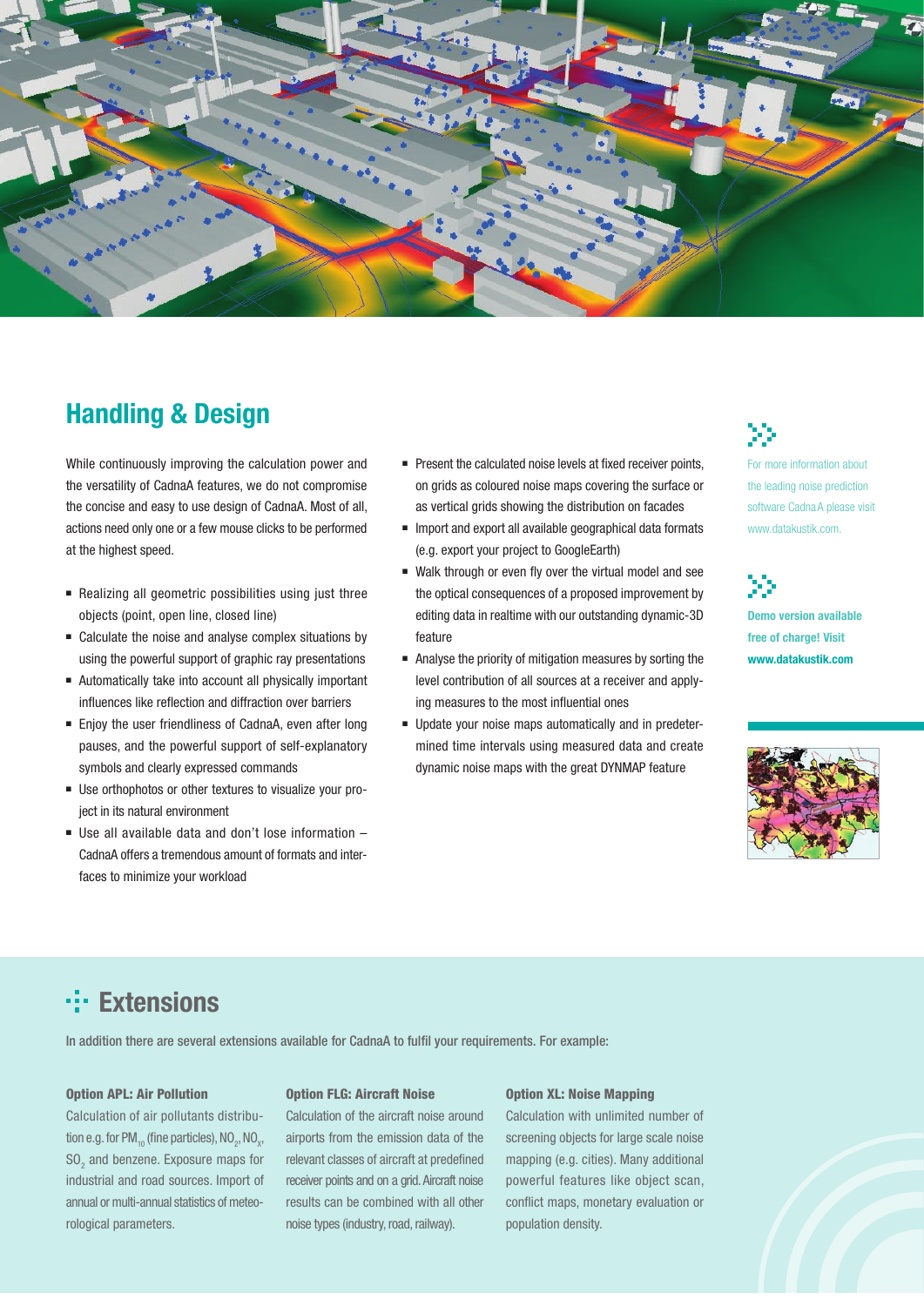## Handling & Design

While continuously improving the calculation power and the versatility of CadnaA features, we do not compromise the concise and easy to use design of CadnaA. Most of all, actions need only one or a few mouse clicks to be performed at the highest speed.

- Realizing all geometric possibilities using just three objects (point, open line, closed line)
- Calculate the noise and analyse complex situations by using the powerful support of graphic ray presentations
- Automatically take into account all physically important influences like reflection and diffraction over barriers
- Enjoy the user friendliness of CadnaA, even after long pauses, and the powerful support of self-explanatory symbols and clearly expressed commands
- Use orthophotos or other textures to visualize your project in its natural environment
- Use all available data and don't lose information – CadnaA offers a tremendous amount of formats and interfaces to minimize your workload
- Present the calculated noise levels at fixed receiver points, on grids as coloured noise maps covering the surface or as vertical grids showing the distribution on facades
- Import and export all available geographical data formats (e.g. export your project to GoogleEarth)
- Walk through or even fly over the virtual model and see the optical consequences of a proposed improvement by editing data in realtime with our outstanding dynamic-3D feature
- Analyse the priority of mitigation measures by sorting the level contribution of all sources at a receiver and applying measures to the most influential ones
- Update your noise maps automatically and in predetermined time intervals using measured data and create dynamic noise maps with the great DYNMAP feature

For more information about the leading noise prediction software CadnaA please visit www.datakustik.com.

**Demo version available free of charge! Visit www.datakustik.com**

## Extensions

In addition there are several extensions available for CadnaA to fulfil your requirements. For example:

**Option APL: Air Pollution**

Calculation of air pollutants distribution e.g. for $PM_{10}$ (fine particles), $NO_2$, $NO_X$, $SO_2$ and benzene. Exposure maps for industrial and road sources. Import of annual or multi-annual statistics of meteorological parameters.

**Option FLG: Aircraft Noise**

Calculation of the aircraft noise around airports from the emission data of the relevant classes of aircraft at predefined receiver points and on a grid. Aircraft noise results can be combined with all other noise types (industry, road, railway).

**Option XL: Noise Mapping**

Calculation with unlimited number of screening objects for large scale noise mapping (e.g. cities). Many additional powerful features like object scan, conflict maps, monetary evaluation or population density.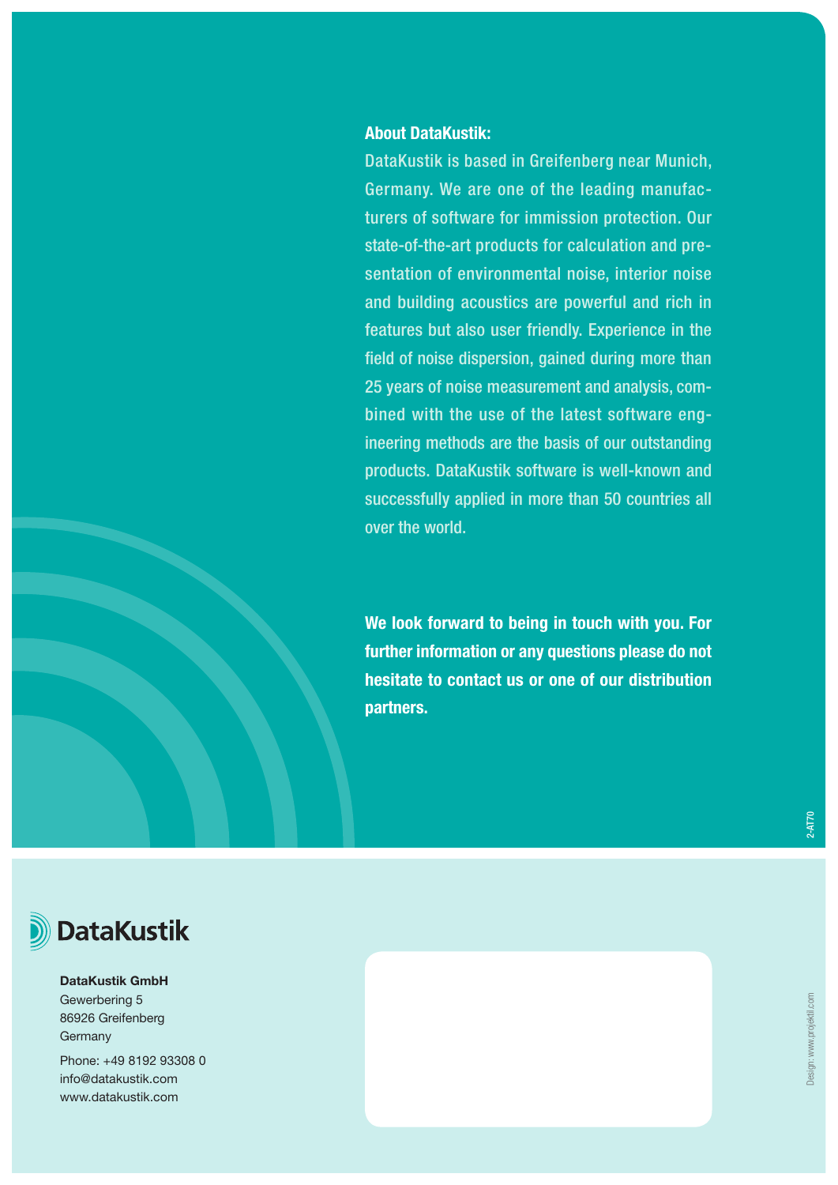**About DataKustik:**

DataKustik is based in Greifenberg near Munich, Germany. We are one of the leading manufacturers of software for immission protection. Our state-of-the-art products for calculation and presentation of environmental noise, interior noise and building acoustics are powerful and rich in features but also user friendly. Experience in the field of noise dispersion, gained during more than 25 years of noise measurement and analysis, combined with the use of the latest software engineering methods are the basis of our outstanding products. DataKustik software is well-known and successfully applied in more than 50 countries all over the world.

**We look forward to being in touch with you. For further information or any questions please do not hesitate to contact us or one of our distribution partners.**

2-AT70

DataKustik

**DataKustik GmbH**
Gewerbering 5
86926 Greifenberg
Germany

Phone: +49 8192 93308 0
info@datakustik.com
www.datakustik.com

Design: www.projektil.com